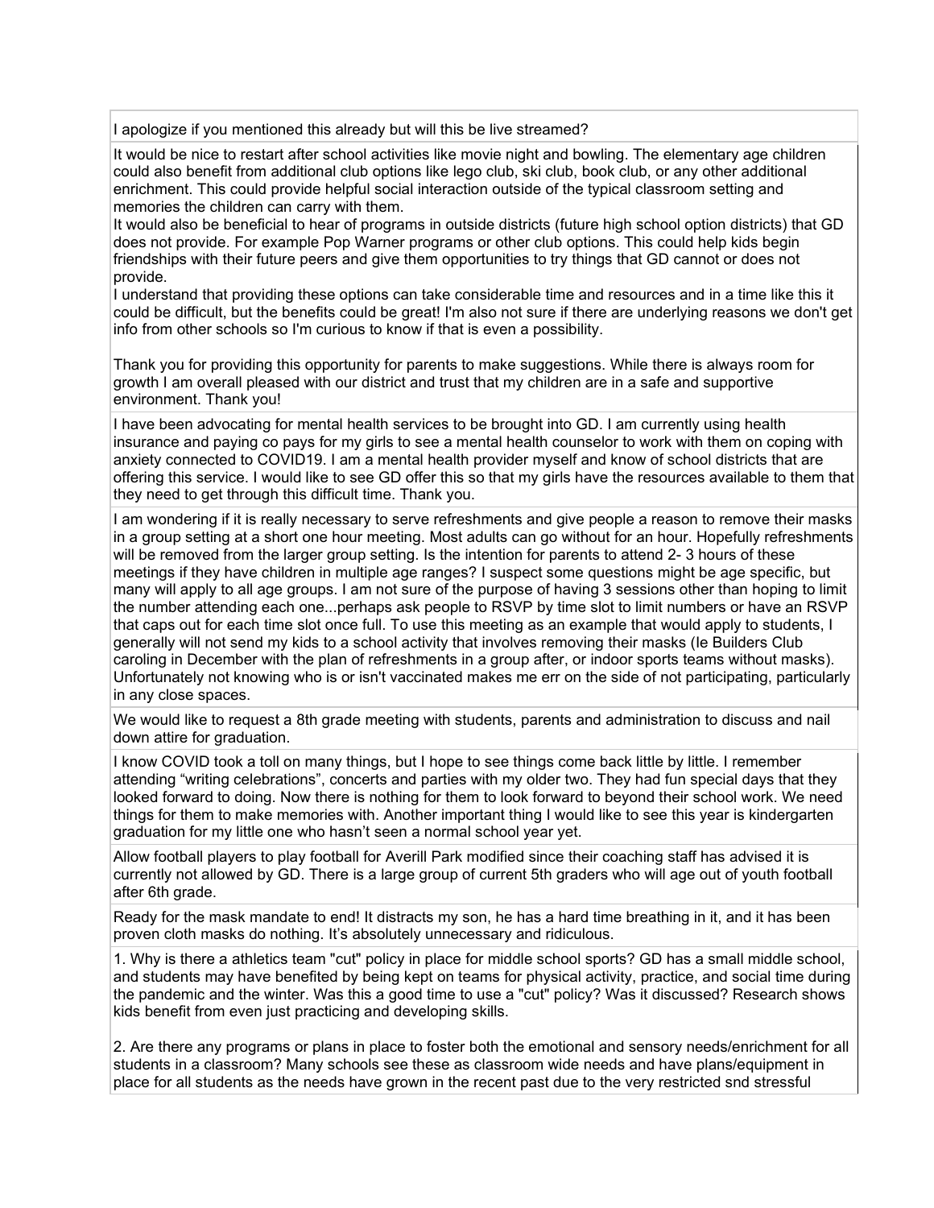| |
|---|
| I apologize if you mentioned this already but will this be live streamed? |
| It would be nice to restart after school activities like movie night and bowling. The elementary age children could also benefit from additional club options like lego club, ski club, book club, or any other additional enrichment. This could provide helpful social interaction outside of the typical classroom setting and memories the children can carry with them.<br>It would also be beneficial to hear of programs in outside districts (future high school option districts) that GD does not provide. For example Pop Warner programs or other club options. This could help kids begin friendships with their future peers and give them opportunities to try things that GD cannot or does not provide.<br>I understand that providing these options can take considerable time and resources and in a time like this it could be difficult, but the benefits could be great! I'm also not sure if there are underlying reasons we don't get info from other schools so I'm curious to know if that is even a possibility.<br><br>Thank you for providing this opportunity for parents to make suggestions. While there is always room for growth I am overall pleased with our district and trust that my children are in a safe and supportive environment. Thank you! |
| I have been advocating for mental health services to be brought into GD. I am currently using health insurance and paying co pays for my girls to see a mental health counselor to work with them on coping with anxiety connected to COVID19. I am a mental health provider myself and know of school districts that are offering this service. I would like to see GD offer this so that my girls have the resources available to them that they need to get through this difficult time. Thank you. |
| I am wondering if it is really necessary to serve refreshments and give people a reason to remove their masks in a group setting at a short one hour meeting. Most adults can go without for an hour. Hopefully refreshments will be removed from the larger group setting. Is the intention for parents to attend 2- 3 hours of these meetings if they have children in multiple age ranges? I suspect some questions might be age specific, but many will apply to all age groups. I am not sure of the purpose of having 3 sessions other than hoping to limit the number attending each one...perhaps ask people to RSVP by time slot to limit numbers or have an RSVP that caps out for each time slot once full. To use this meeting as an example that would apply to students, I generally will not send my kids to a school activity that involves removing their masks (Ie Builders Club caroling in December with the plan of refreshments in a group after, or indoor sports teams without masks). Unfortunately not knowing who is or isn't vaccinated makes me err on the side of not participating, particularly in any close spaces. |
| We would like to request a 8th grade meeting with students, parents and administration to discuss and nail down attire for graduation. |
| I know COVID took a toll on many things, but I hope to see things come back little by little. I remember attending "writing celebrations", concerts and parties with my older two. They had fun special days that they looked forward to doing. Now there is nothing for them to look forward to beyond their school work. We need things for them to make memories with. Another important thing I would like to see this year is kindergarten graduation for my little one who hasn't seen a normal school year yet. |
| Allow football players to play football for Averill Park modified since their coaching staff has advised it is currently not allowed by GD. There is a large group of current 5th graders who will age out of youth football after 6th grade. |
| Ready for the mask mandate to end! It distracts my son, he has a hard time breathing in it, and it has been proven cloth masks do nothing. It's absolutely unnecessary and ridiculous. |
| 1. Why is there a athletics team "cut" policy in place for middle school sports? GD has a small middle school, and students may have benefited by being kept on teams for physical activity, practice, and social time during the pandemic and the winter. Was this a good time to use a "cut" policy? Was it discussed? Research shows kids benefit from even just practicing and developing skills.<br><br>2. Are there any programs or plans in place to foster both the emotional and sensory needs/enrichment for all students in a classroom? Many schools see these as classroom wide needs and have plans/equipment in place for all students as the needs have grown in the recent past due to the very restricted snd stressful |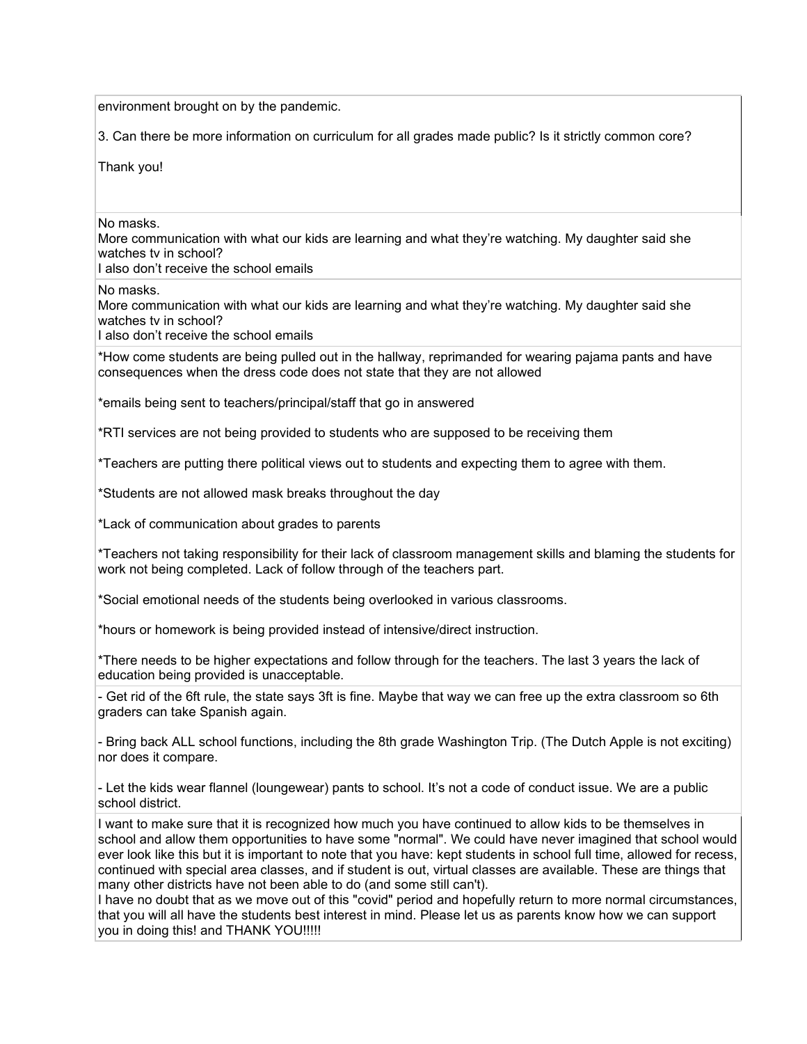environment brought on by the pandemic.

3. Can there be more information on curriculum for all grades made public? Is it strictly common core?

Thank you!

---

No masks.
More communication with what our kids are learning and what they're watching. My daughter said she watches tv in school?
I also don't receive the school emails

---

No masks.
More communication with what our kids are learning and what they're watching. My daughter said she watches tv in school?
I also don't receive the school emails

---

*How come students are being pulled out in the hallway, reprimanded for wearing pajama pants and have consequences when the dress code does not state that they are not allowed

*emails being sent to teachers/principal/staff that go in answered

*RTI services are not being provided to students who are supposed to be receiving them

*Teachers are putting there political views out to students and expecting them to agree with them.

*Students are not allowed mask breaks throughout the day

*Lack of communication about grades to parents

*Teachers not taking responsibility for their lack of classroom management skills and blaming the students for work not being completed. Lack of follow through of the teachers part.

*Social emotional needs of the students being overlooked in various classrooms.

*hours or homework is being provided instead of intensive/direct instruction.

*There needs to be higher expectations and follow through for the teachers. The last 3 years the lack of education being provided is unacceptable.

---

- Get rid of the 6ft rule, the state says 3ft is fine. Maybe that way we can free up the extra classroom so 6th graders can take Spanish again.

- Bring back ALL school functions, including the 8th grade Washington Trip. (The Dutch Apple is not exciting) nor does it compare.

- Let the kids wear flannel (loungewear) pants to school. It's not a code of conduct issue. We are a public school district.

---

I want to make sure that it is recognized how much you have continued to allow kids to be themselves in school and allow them opportunities to have some "normal". We could have never imagined that school would ever look like this but it is important to note that you have: kept students in school full time, allowed for recess, continued with special area classes, and if student is out, virtual classes are available. These are things that many other districts have not been able to do (and some still can't).
I have no doubt that as we move out of this "covid" period and hopefully return to more normal circumstances, that you will all have the students best interest in mind. Please let us as parents know how we can support you in doing this! and THANK YOU!!!!!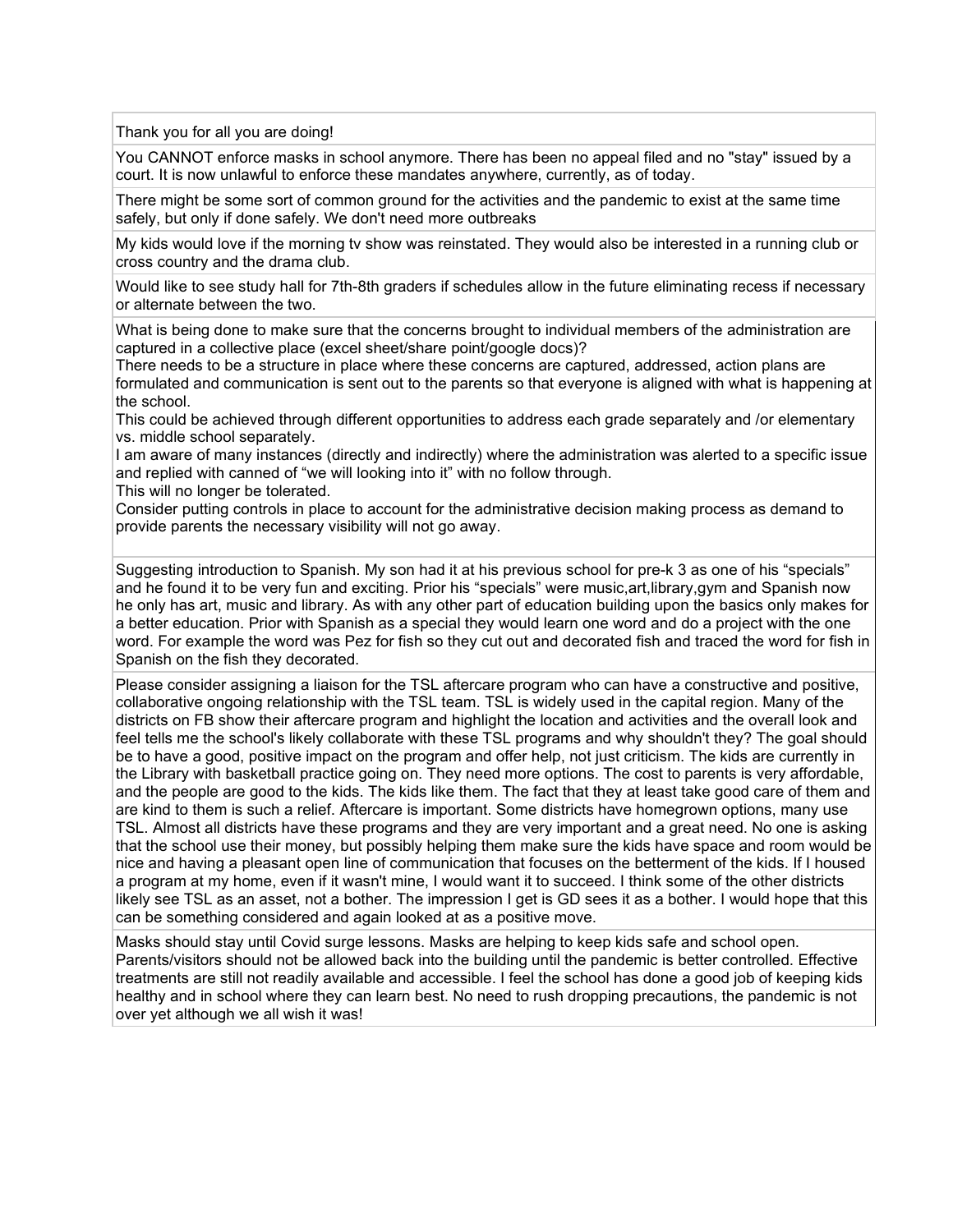| |
|---|
| Thank you for all you are doing! |
| You CANNOT enforce masks in school anymore. There has been no appeal filed and no "stay" issued by a court. It is now unlawful to enforce these mandates anywhere, currently, as of today. |
| There might be some sort of common ground for the activities and the pandemic to exist at the same time safely, but only if done safely. We don't need more outbreaks |
| My kids would love if the morning tv show was reinstated. They would also be interested in a running club or cross country and the drama club. |
| Would like to see study hall for 7th-8th graders if schedules allow in the future eliminating recess if necessary or alternate between the two. |
| What is being done to make sure that the concerns brought to individual members of the administration are captured in a collective place (excel sheet/share point/google docs)?<br>There needs to be a structure in place where these concerns are captured, addressed, action plans are formulated and communication is sent out to the parents so that everyone is aligned with what is happening at the school.<br>This could be achieved through different opportunities to address each grade separately and /or elementary vs. middle school separately.<br>I am aware of many instances (directly and indirectly) where the administration was alerted to a specific issue and replied with canned of "we will looking into it" with no follow through.<br>This will no longer be tolerated.<br>Consider putting controls in place to account for the administrative decision making process as demand to provide parents the necessary visibility will not go away. |
| Suggesting introduction to Spanish. My son had it at his previous school for pre-k 3 as one of his "specials" and he found it to be very fun and exciting. Prior his "specials" were music,art,library,gym and Spanish now he only has art, music and library. As with any other part of education building upon the basics only makes for a better education. Prior with Spanish as a special they would learn one word and do a project with the one word. For example the word was Pez for fish so they cut out and decorated fish and traced the word for fish in Spanish on the fish they decorated. |
| Please consider assigning a liaison for the TSL aftercare program who can have a constructive and positive, collaborative ongoing relationship with the TSL team. TSL is widely used in the capital region. Many of the districts on FB show their aftercare program and highlight the location and activities and the overall look and feel tells me the school's likely collaborate with these TSL programs and why shouldn't they? The goal should be to have a good, positive impact on the program and offer help, not just criticism. The kids are currently in the Library with basketball practice going on. They need more options. The cost to parents is very affordable, and the people are good to the kids. The kids like them. The fact that they at least take good care of them and are kind to them is such a relief. Aftercare is important. Some districts have homegrown options, many use TSL. Almost all districts have these programs and they are very important and a great need. No one is asking that the school use their money, but possibly helping them make sure the kids have space and room would be nice and having a pleasant open line of communication that focuses on the betterment of the kids. If I housed a program at my home, even if it wasn't mine, I would want it to succeed. I think some of the other districts likely see TSL as an asset, not a bother. The impression I get is GD sees it as a bother. I would hope that this can be something considered and again looked at as a positive move. |
| Masks should stay until Covid surge lessons. Masks are helping to keep kids safe and school open. Parents/visitors should not be allowed back into the building until the pandemic is better controlled. Effective treatments are still not readily available and accessible. I feel the school has done a good job of keeping kids healthy and in school where they can learn best. No need to rush dropping precautions, the pandemic is not over yet although we all wish it was! |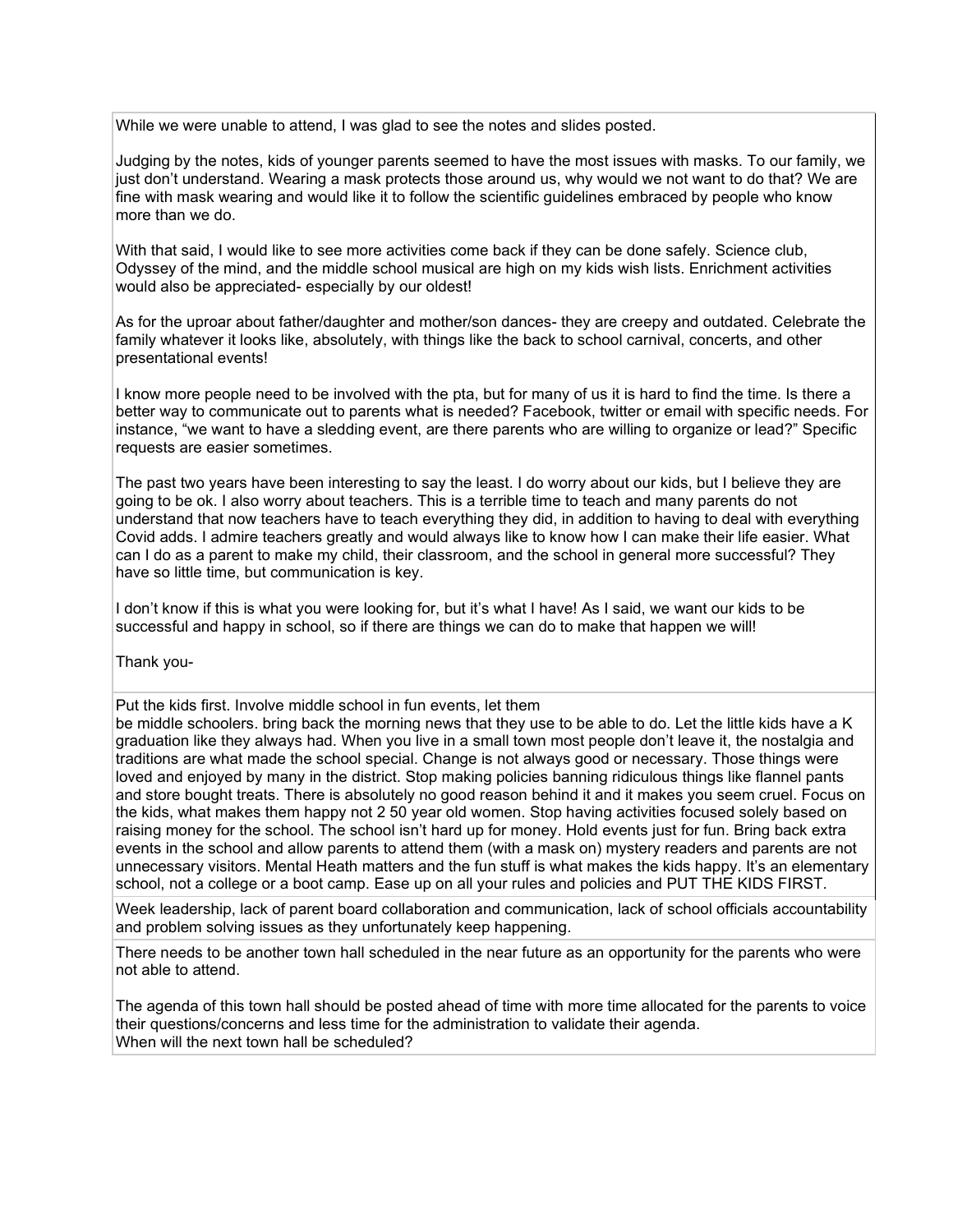While we were unable to attend, I was glad to see the notes and slides posted.

Judging by the notes, kids of younger parents seemed to have the most issues with masks. To our family, we just don't understand. Wearing a mask protects those around us, why would we not want to do that? We are fine with mask wearing and would like it to follow the scientific guidelines embraced by people who know more than we do.

With that said, I would like to see more activities come back if they can be done safely. Science club, Odyssey of the mind, and the middle school musical are high on my kids wish lists. Enrichment activities would also be appreciated- especially by our oldest!

As for the uproar about father/daughter and mother/son dances- they are creepy and outdated. Celebrate the family whatever it looks like, absolutely, with things like the back to school carnival, concerts, and other presentational events!

I know more people need to be involved with the pta, but for many of us it is hard to find the time. Is there a better way to communicate out to parents what is needed? Facebook, twitter or email with specific needs. For instance, "we want to have a sledding event, are there parents who are willing to organize or lead?" Specific requests are easier sometimes.

The past two years have been interesting to say the least. I do worry about our kids, but I believe they are going to be ok. I also worry about teachers. This is a terrible time to teach and many parents do not understand that now teachers have to teach everything they did, in addition to having to deal with everything Covid adds. I admire teachers greatly and would always like to know how I can make their life easier. What can I do as a parent to make my child, their classroom, and the school in general more successful? They have so little time, but communication is key.

I don't know if this is what you were looking for, but it's what I have! As I said, we want our kids to be successful and happy in school, so if there are things we can do to make that happen we will!

Thank you-

---

Put the kids first. Involve middle school in fun events, let them be middle schoolers. bring back the morning news that they use to be able to do. Let the little kids have a K graduation like they always had. When you live in a small town most people don't leave it, the nostalgia and traditions are what made the school special. Change is not always good or necessary. Those things were loved and enjoyed by many in the district. Stop making policies banning ridiculous things like flannel pants and store bought treats. There is absolutely no good reason behind it and it makes you seem cruel. Focus on the kids, what makes them happy not 2 50 year old women. Stop having activities focused solely based on raising money for the school. The school isn't hard up for money. Hold events just for fun. Bring back extra events in the school and allow parents to attend them (with a mask on) mystery readers and parents are not unnecessary visitors. Mental Heath matters and the fun stuff is what makes the kids happy. It's an elementary school, not a college or a boot camp. Ease up on all your rules and policies and PUT THE KIDS FIRST.

---

Week leadership, lack of parent board collaboration and communication, lack of school officials accountability and problem solving issues as they unfortunately keep happening.

---

There needs to be another town hall scheduled in the near future as an opportunity for the parents who were not able to attend.

The agenda of this town hall should be posted ahead of time with more time allocated for the parents to voice their questions/concerns and less time for the administration to validate their agenda.
When will the next town hall be scheduled?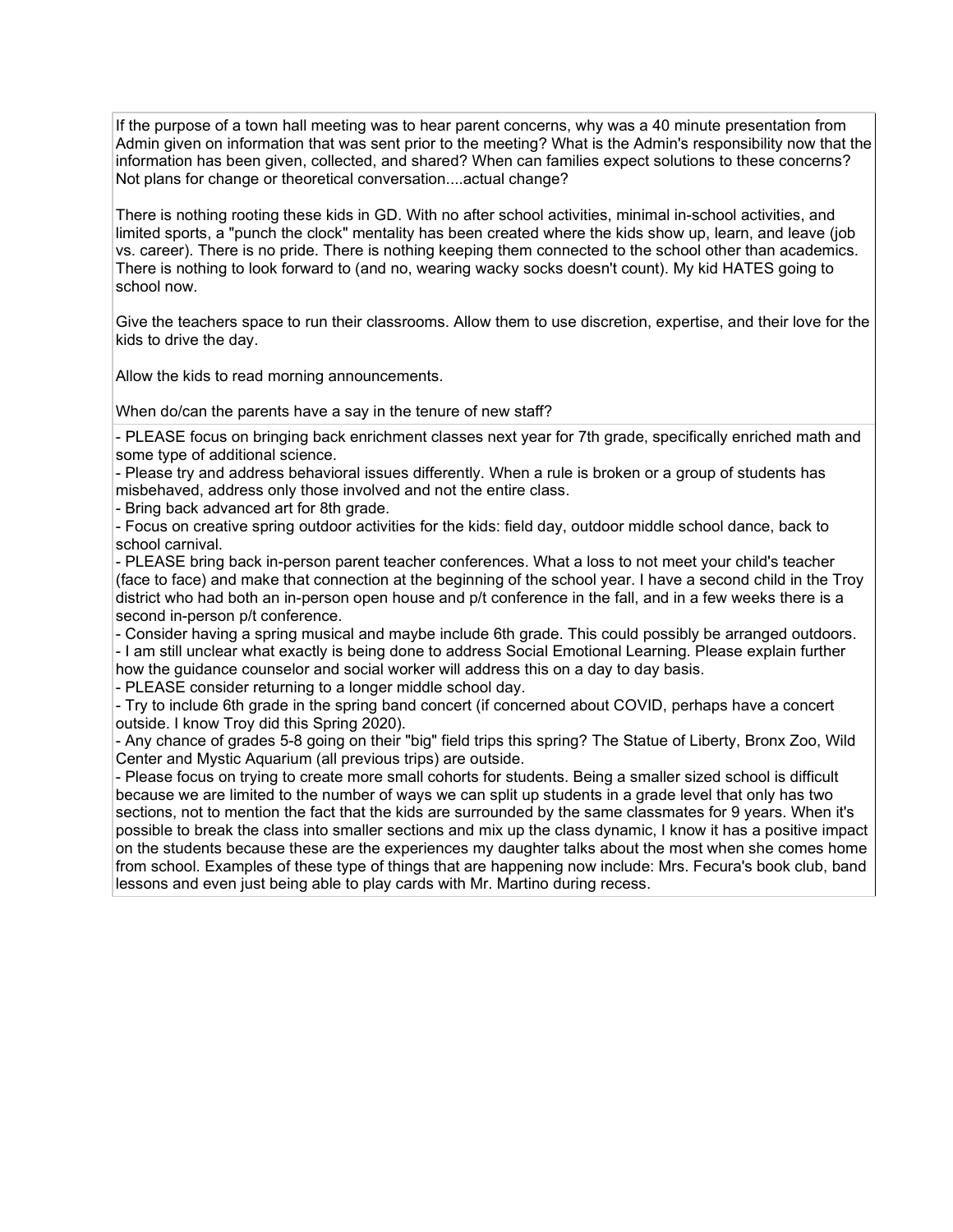If the purpose of a town hall meeting was to hear parent concerns, why was a 40 minute presentation from Admin given on information that was sent prior to the meeting? What is the Admin's responsibility now that the information has been given, collected, and shared? When can families expect solutions to these concerns? Not plans for change or theoretical conversation....actual change?

There is nothing rooting these kids in GD. With no after school activities, minimal in-school activities, and limited sports, a "punch the clock" mentality has been created where the kids show up, learn, and leave (job vs. career). There is no pride. There is nothing keeping them connected to the school other than academics. There is nothing to look forward to (and no, wearing wacky socks doesn't count). My kid HATES going to school now.

Give the teachers space to run their classrooms. Allow them to use discretion, expertise, and their love for the kids to drive the day.

Allow the kids to read morning announcements.

When do/can the parents have a say in the tenure of new staff?

---

- PLEASE focus on bringing back enrichment classes next year for 7th grade, specifically enriched math and some type of additional science.
- Please try and address behavioral issues differently. When a rule is broken or a group of students has misbehaved, address only those involved and not the entire class.
- Bring back advanced art for 8th grade.
- Focus on creative spring outdoor activities for the kids: field day, outdoor middle school dance, back to school carnival.
- PLEASE bring back in-person parent teacher conferences. What a loss to not meet your child's teacher (face to face) and make that connection at the beginning of the school year. I have a second child in the Troy district who had both an in-person open house and p/t conference in the fall, and in a few weeks there is a second in-person p/t conference.
- Consider having a spring musical and maybe include 6th grade. This could possibly be arranged outdoors.
- I am still unclear what exactly is being done to address Social Emotional Learning. Please explain further how the guidance counselor and social worker will address this on a day to day basis.
- PLEASE consider returning to a longer middle school day.
- Try to include 6th grade in the spring band concert (if concerned about COVID, perhaps have a concert outside. I know Troy did this Spring 2020).
- Any chance of grades 5-8 going on their "big" field trips this spring? The Statue of Liberty, Bronx Zoo, Wild Center and Mystic Aquarium (all previous trips) are outside.
- Please focus on trying to create more small cohorts for students. Being a smaller sized school is difficult because we are limited to the number of ways we can split up students in a grade level that only has two sections, not to mention the fact that the kids are surrounded by the same classmates for 9 years. When it's possible to break the class into smaller sections and mix up the class dynamic, I know it has a positive impact on the students because these are the experiences my daughter talks about the most when she comes home from school. Examples of these type of things that are happening now include: Mrs. Fecura's book club, band lessons and even just being able to play cards with Mr. Martino during recess.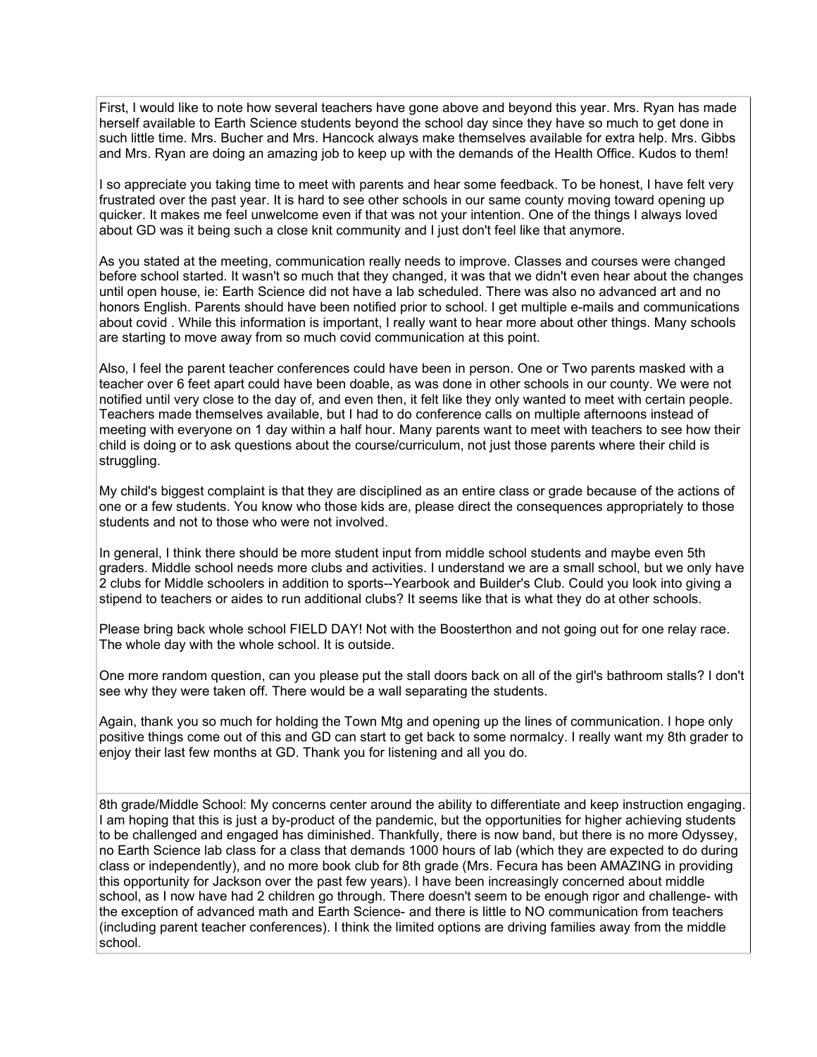First, I would like to note how several teachers have gone above and beyond this year. Mrs. Ryan has made herself available to Earth Science students beyond the school day since they have so much to get done in such little time. Mrs. Bucher and Mrs. Hancock always make themselves available for extra help. Mrs. Gibbs and Mrs. Ryan are doing an amazing job to keep up with the demands of the Health Office. Kudos to them!

I so appreciate you taking time to meet with parents and hear some feedback. To be honest, I have felt very frustrated over the past year. It is hard to see other schools in our same county moving toward opening up quicker. It makes me feel unwelcome even if that was not your intention. One of the things I always loved about GD was it being such a close knit community and I just don't feel like that anymore.

As you stated at the meeting, communication really needs to improve. Classes and courses were changed before school started. It wasn't so much that they changed, it was that we didn't even hear about the changes until open house, ie: Earth Science did not have a lab scheduled. There was also no advanced art and no honors English. Parents should have been notified prior to school. I get multiple e-mails and communications about covid . While this information is important, I really want to hear more about other things. Many schools are starting to move away from so much covid communication at this point.

Also, I feel the parent teacher conferences could have been in person. One or Two parents masked with a teacher over 6 feet apart could have been doable, as was done in other schools in our county. We were not notified until very close to the day of, and even then, it felt like they only wanted to meet with certain people. Teachers made themselves available, but I had to do conference calls on multiple afternoons instead of meeting with everyone on 1 day within a half hour. Many parents want to meet with teachers to see how their child is doing or to ask questions about the course/curriculum, not just those parents where their child is struggling.

My child's biggest complaint is that they are disciplined as an entire class or grade because of the actions of one or a few students. You know who those kids are, please direct the consequences appropriately to those students and not to those who were not involved.

In general, I think there should be more student input from middle school students and maybe even 5th graders. Middle school needs more clubs and activities. I understand we are a small school, but we only have 2 clubs for Middle schoolers in addition to sports--Yearbook and Builder's Club. Could you look into giving a stipend to teachers or aides to run additional clubs? It seems like that is what they do at other schools.

Please bring back whole school FIELD DAY! Not with the Boosterthon and not going out for one relay race. The whole day with the whole school. It is outside.

One more random question, can you please put the stall doors back on all of the girl's bathroom stalls? I don't see why they were taken off. There would be a wall separating the students.

Again, thank you so much for holding the Town Mtg and opening up the lines of communication. I hope only positive things come out of this and GD can start to get back to some normalcy. I really want my 8th grader to enjoy their last few months at GD. Thank you for listening and all you do.

---

8th grade/Middle School: My concerns center around the ability to differentiate and keep instruction engaging. I am hoping that this is just a by-product of the pandemic, but the opportunities for higher achieving students to be challenged and engaged has diminished. Thankfully, there is now band, but there is no more Odyssey, no Earth Science lab class for a class that demands 1000 hours of lab (which they are expected to do during class or independently), and no more book club for 8th grade (Mrs. Fecura has been AMAZING in providing this opportunity for Jackson over the past few years). I have been increasingly concerned about middle school, as I now have had 2 children go through. There doesn't seem to be enough rigor and challenge- with the exception of advanced math and Earth Science- and there is little to NO communication from teachers (including parent teacher conferences). I think the limited options are driving families away from the middle school.